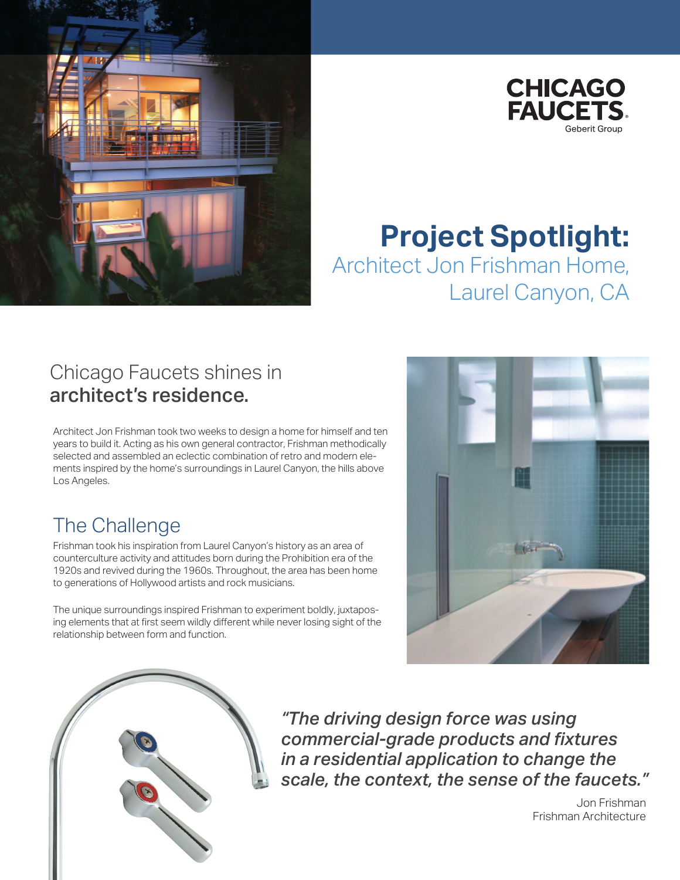CHICAGO FAUCETS
Geberit Group

# Project Spotlight:

## Architect Jon Frishman Home, Laurel Canyon, CA

## Chicago Faucets shines in **architect's residence.**

Architect Jon Frishman took two weeks to design a home for himself and ten years to build it. Acting as his own general contractor, Frishman methodically selected and assembled an eclectic combination of retro and modern elements inspired by the home's surroundings in Laurel Canyon, the hills above Los Angeles.

## The Challenge

Frishman took his inspiration from Laurel Canyon's history as an area of counterculture activity and attitudes born during the Prohibition era of the 1920s and revived during the 1960s. Throughout, the area has been home to generations of Hollywood artists and rock musicians.

The unique surroundings inspired Frishman to experiment boldly, juxtaposing elements that at first seem wildly different while never losing sight of the relationship between form and function.

> ***"The driving design force was using commercial-grade products and fixtures in a residential application to change the scale, the context, the sense of the faucets."***
>
> Jon Frishman
> Frishman Architecture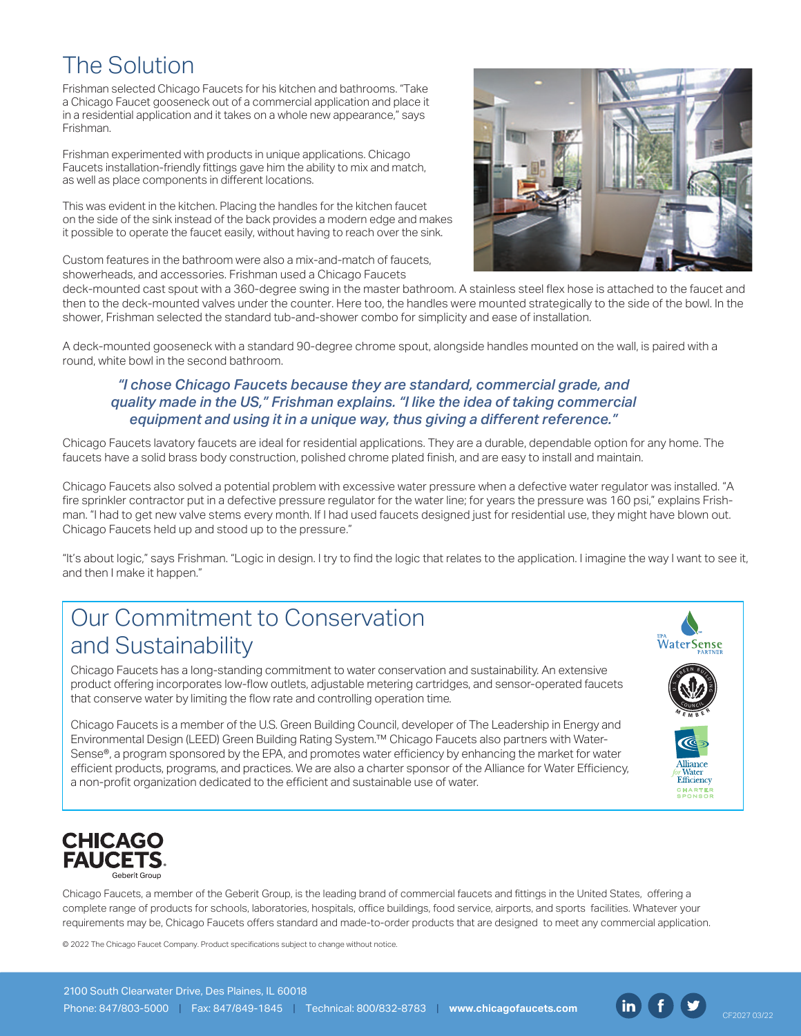## The Solution

Frishman selected Chicago Faucets for his kitchen and bathrooms. "Take a Chicago Faucet gooseneck out of a commercial application and place it in a residential application and it takes on a whole new appearance," says Frishman.

Frishman experimented with products in unique applications. Chicago Faucets installation-friendly fittings gave him the ability to mix and match, as well as place components in different locations.

This was evident in the kitchen. Placing the handles for the kitchen faucet on the side of the sink instead of the back provides a modern edge and makes it possible to operate the faucet easily, without having to reach over the sink.

Custom features in the bathroom were also a mix-and-match of faucets, showerheads, and accessories. Frishman used a Chicago Faucets deck-mounted cast spout with a 360-degree swing in the master bathroom. A stainless steel flex hose is attached to the faucet and then to the deck-mounted valves under the counter. Here too, the handles were mounted strategically to the side of the bowl. In the shower, Frishman selected the standard tub-and-shower combo for simplicity and ease of installation.

A deck-mounted gooseneck with a standard 90-degree chrome spout, alongside handles mounted on the wall, is paired with a round, white bowl in the second bathroom.

> ***"I chose Chicago Faucets because they are standard, commercial grade, and quality made in the US," Frishman explains. "I like the idea of taking commercial equipment and using it in a unique way, thus giving a different reference."***

Chicago Faucets lavatory faucets are ideal for residential applications. They are a durable, dependable option for any home. The faucets have a solid brass body construction, polished chrome plated finish, and are easy to install and maintain.

Chicago Faucets also solved a potential problem with excessive water pressure when a defective water regulator was installed. "A fire sprinkler contractor put in a defective pressure regulator for the water line; for years the pressure was 160 psi," explains Frishman. "I had to get new valve stems every month. If I had used faucets designed just for residential use, they might have blown out. Chicago Faucets held up and stood up to the pressure."

"It's about logic," says Frishman. "Logic in design. I try to find the logic that relates to the application. I imagine the way I want to see it, and then I make it happen."

## Our Commitment to Conservation and Sustainability

Chicago Faucets has a long-standing commitment to water conservation and sustainability. An extensive product offering incorporates low-flow outlets, adjustable metering cartridges, and sensor-operated faucets that conserve water by limiting the flow rate and controlling operation time.

Chicago Faucets is a member of the U.S. Green Building Council, developer of The Leadership in Energy and Environmental Design (LEED) Green Building Rating System.™ Chicago Faucets also partners with WaterSense®, a program sponsored by the EPA, and promotes water efficiency by enhancing the market for water efficient products, programs, and practices. We are also a charter sponsor of the Alliance for Water Efficiency, a non-profit organization dedicated to the efficient and sustainable use of water.

EPA WaterSense PARTNER

U.S. Green Building Council MEMBER

Alliance for Water Efficiency CHARTER SPONSOR

**CHICAGO FAUCETS.** Geberit Group

Chicago Faucets, a member of the Geberit Group, is the leading brand of commercial faucets and fittings in the United States, offering a complete range of products for schools, laboratories, hospitals, office buildings, food service, airports, and sports facilities. Whatever your requirements may be, Chicago Faucets offers standard and made-to-order products that are designed to meet any commercial application.

© 2022 The Chicago Faucet Company. Product specifications subject to change without notice.

2100 South Clearwater Drive, Des Plaines, IL 60018

Phone: 847/803-5000 | Fax: 847/849-1845 | Technical: 800/832-8783 | **www.chicagofaucets.com**

CF2027 03/22